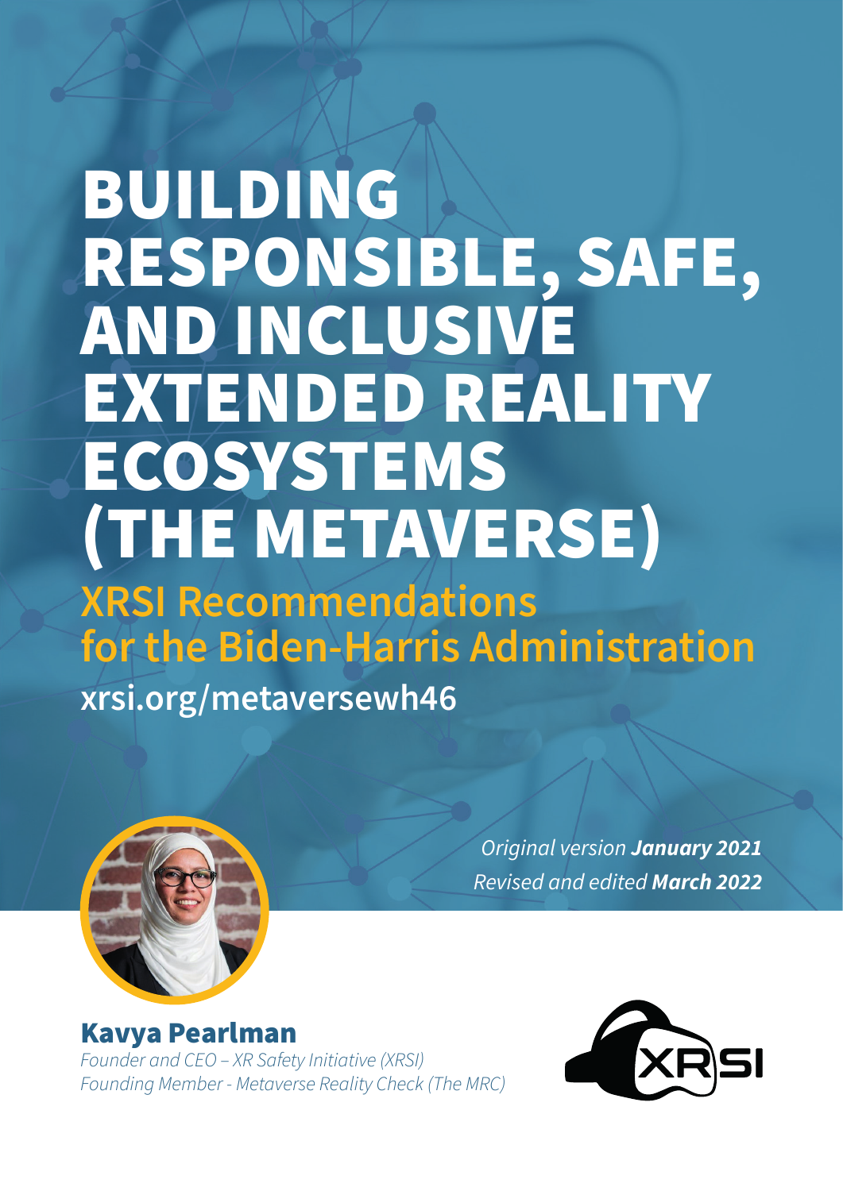# BUILDING RESPONSIBLE, SAFE, AND INCLUSIVE EXTENDED REALITY ECOSYSTEMS (THE METAVERSE)

## XRSI Recommendations for the Biden-Harris Administration

**xrsi.org/metaversewh46**

*Original version* ***January 2021***

*Revised and edited* ***March 2022***

**Kavya Pearlman**

*Founder and CEO – XR Safety Initiative (XRSI)*

*Founding Member - Metaverse Reality Check (The MRC)*

XRSI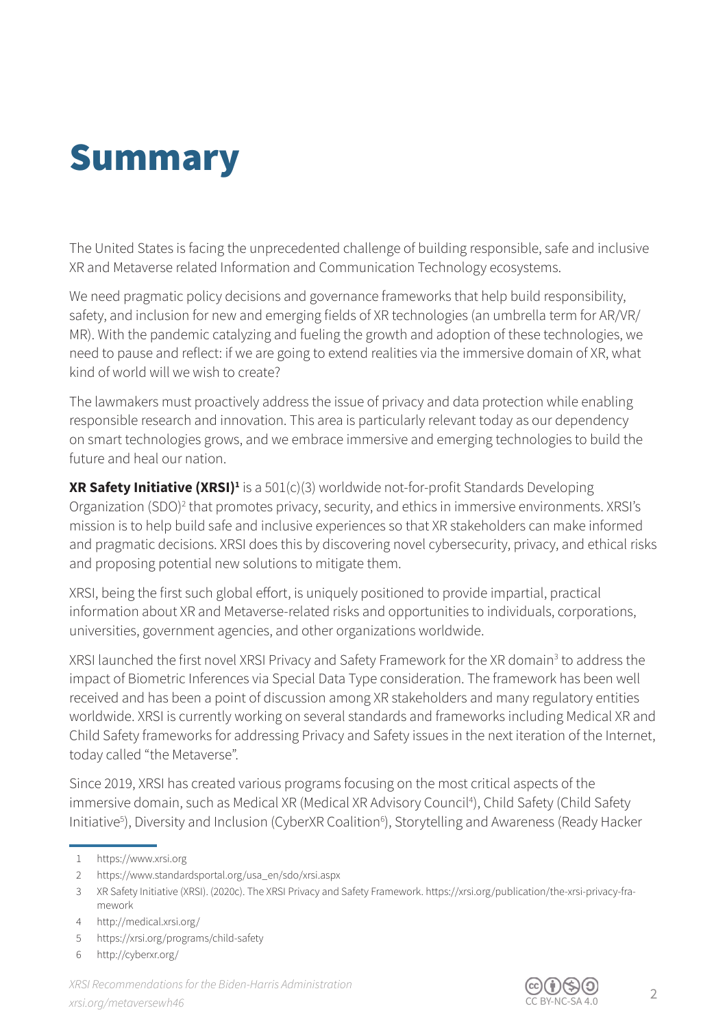# Summary

The United States is facing the unprecedented challenge of building responsible, safe and inclusive XR and Metaverse related Information and Communication Technology ecosystems.

We need pragmatic policy decisions and governance frameworks that help build responsibility, safety, and inclusion for new and emerging fields of XR technologies (an umbrella term for AR/VR/MR). With the pandemic catalyzing and fueling the growth and adoption of these technologies, we need to pause and reflect: if we are going to extend realities via the immersive domain of XR, what kind of world will we wish to create?

The lawmakers must proactively address the issue of privacy and data protection while enabling responsible research and innovation. This area is particularly relevant today as our dependency on smart technologies grows, and we embrace immersive and emerging technologies to build the future and heal our nation.

**XR Safety Initiative (XRSI)[1]** is a 501(c)(3) worldwide not-for-profit Standards Developing Organization (SDO)[2] that promotes privacy, security, and ethics in immersive environments. XRSI's mission is to help build safe and inclusive experiences so that XR stakeholders can make informed and pragmatic decisions. XRSI does this by discovering novel cybersecurity, privacy, and ethical risks and proposing potential new solutions to mitigate them.

XRSI, being the first such global effort, is uniquely positioned to provide impartial, practical information about XR and Metaverse-related risks and opportunities to individuals, corporations, universities, government agencies, and other organizations worldwide.

XRSI launched the first novel XRSI Privacy and Safety Framework for the XR domain[3] to address the impact of Biometric Inferences via Special Data Type consideration. The framework has been well received and has been a point of discussion among XR stakeholders and many regulatory entities worldwide. XRSI is currently working on several standards and frameworks including Medical XR and Child Safety frameworks for addressing Privacy and Safety issues in the next iteration of the Internet, today called "the Metaverse".

Since 2019, XRSI has created various programs focusing on the most critical aspects of the immersive domain, such as Medical XR (Medical XR Advisory Council[4]), Child Safety (Child Safety Initiative[5]), Diversity and Inclusion (CyberXR Coalition[6]), Storytelling and Awareness (Ready Hacker

1 https://www.xrsi.org
2 https://www.standardsportal.org/usa_en/sdo/xrsi.aspx
3 XR Safety Initiative (XRSI). (2020c). The XRSI Privacy and Safety Framework. https://xrsi.org/publication/the-xrsi-privacy-framework
4 http://medical.xrsi.org/
5 https://xrsi.org/programs/child-safety
6 http://cyberxr.org/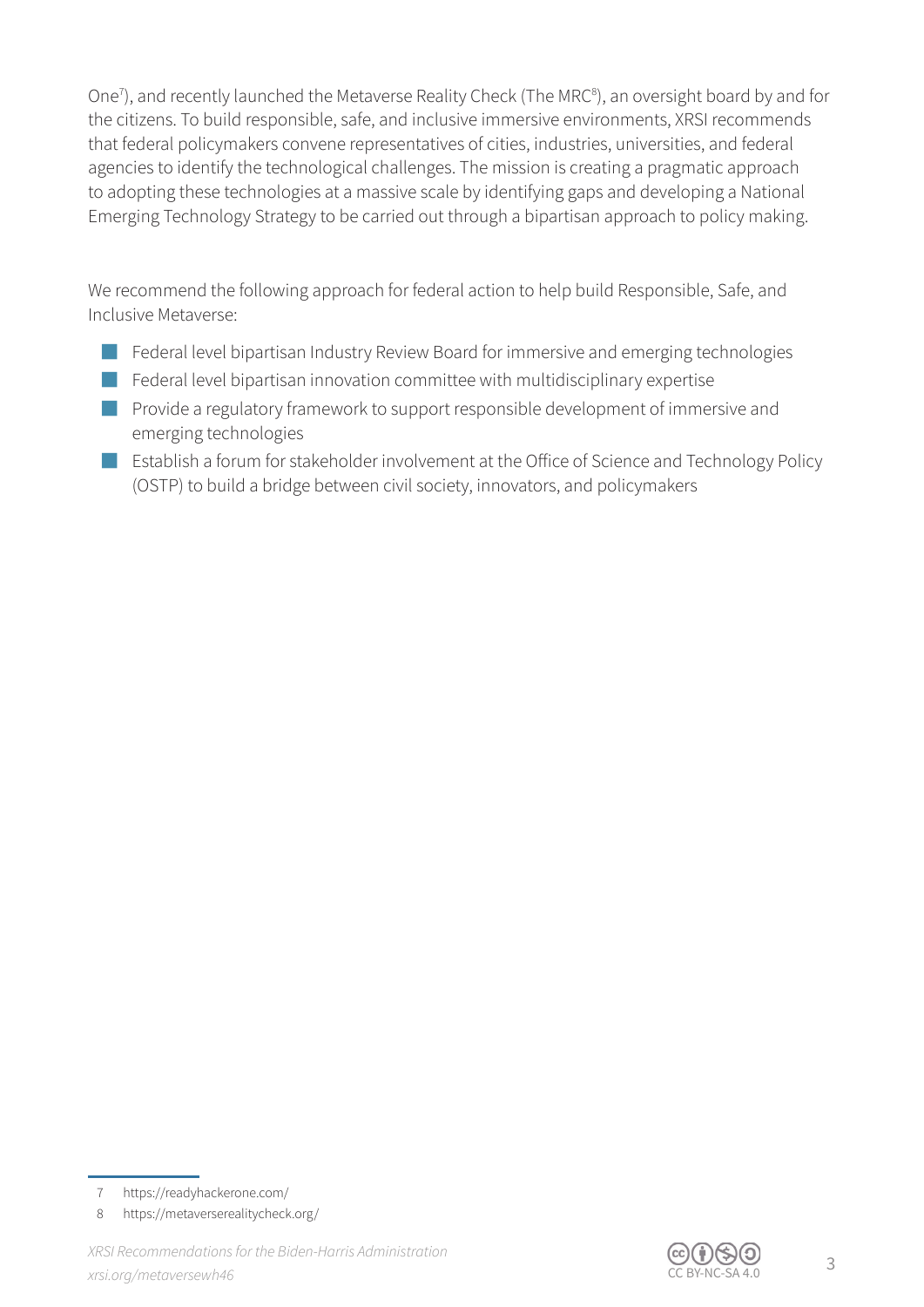One[7]), and recently launched the Metaverse Reality Check (The MRC[8]), an oversight board by and for the citizens. To build responsible, safe, and inclusive immersive environments, XRSI recommends that federal policymakers convene representatives of cities, industries, universities, and federal agencies to identify the technological challenges. The mission is creating a pragmatic approach to adopting these technologies at a massive scale by identifying gaps and developing a National Emerging Technology Strategy to be carried out through a bipartisan approach to policy making.

We recommend the following approach for federal action to help build Responsible, Safe, and Inclusive Metaverse:

- Federal level bipartisan Industry Review Board for immersive and emerging technologies
- Federal level bipartisan innovation committee with multidisciplinary expertise
- Provide a regulatory framework to support responsible development of immersive and emerging technologies
- Establish a forum for stakeholder involvement at the Office of Science and Technology Policy (OSTP) to build a bridge between civil society, innovators, and policymakers

---

7 https://readyhackerone.com/

8 https://metaverserealitycheck.org/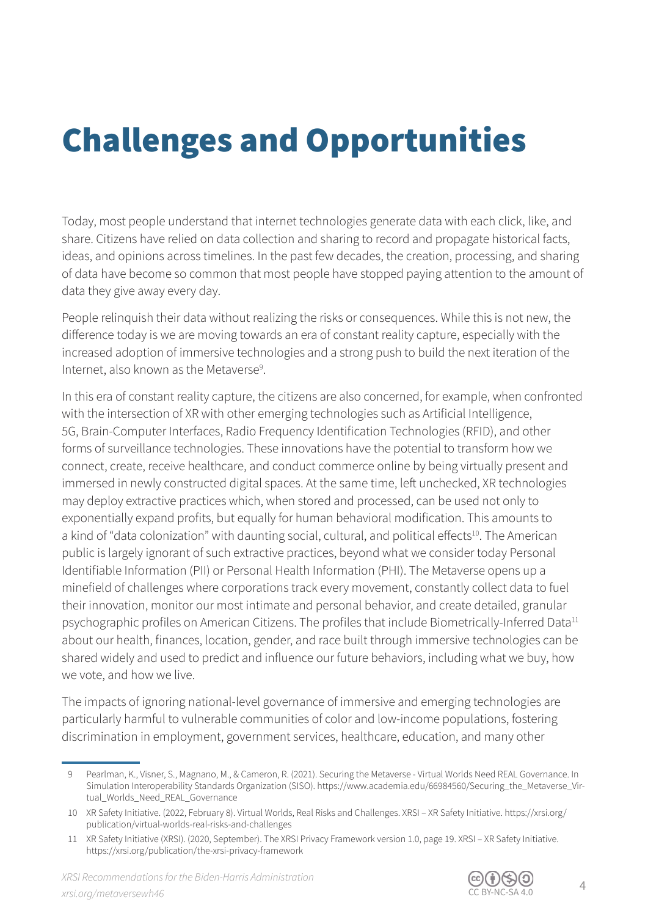# Challenges and Opportunities

Today, most people understand that internet technologies generate data with each click, like, and share. Citizens have relied on data collection and sharing to record and propagate historical facts, ideas, and opinions across timelines. In the past few decades, the creation, processing, and sharing of data have become so common that most people have stopped paying attention to the amount of data they give away every day.

People relinquish their data without realizing the risks or consequences. While this is not new, the difference today is we are moving towards an era of constant reality capture, especially with the increased adoption of immersive technologies and a strong push to build the next iteration of the Internet, also known as the Metaverse[9].

In this era of constant reality capture, the citizens are also concerned, for example, when confronted with the intersection of XR with other emerging technologies such as Artificial Intelligence, 5G, Brain-Computer Interfaces, Radio Frequency Identification Technologies (RFID), and other forms of surveillance technologies. These innovations have the potential to transform how we connect, create, receive healthcare, and conduct commerce online by being virtually present and immersed in newly constructed digital spaces. At the same time, left unchecked, XR technologies may deploy extractive practices which, when stored and processed, can be used not only to exponentially expand profits, but equally for human behavioral modification. This amounts to a kind of "data colonization" with daunting social, cultural, and political effects[10]. The American public is largely ignorant of such extractive practices, beyond what we consider today Personal Identifiable Information (PII) or Personal Health Information (PHI). The Metaverse opens up a minefield of challenges where corporations track every movement, constantly collect data to fuel their innovation, monitor our most intimate and personal behavior, and create detailed, granular psychographic profiles on American Citizens. The profiles that include Biometrically-Inferred Data[11] about our health, finances, location, gender, and race built through immersive technologies can be shared widely and used to predict and influence our future behaviors, including what we buy, how we vote, and how we live.

The impacts of ignoring national-level governance of immersive and emerging technologies are particularly harmful to vulnerable communities of color and low-income populations, fostering discrimination in employment, government services, healthcare, education, and many other

---

9 Pearlman, K., Visner, S., Magnano, M., & Cameron, R. (2021). Securing the Metaverse - Virtual Worlds Need REAL Governance. In Simulation Interoperability Standards Organization (SISO). https://www.academia.edu/66984560/Securing_the_Metaverse_Virtual_Worlds_Need_REAL_Governance

10 XR Safety Initiative. (2022, February 8). Virtual Worlds, Real Risks and Challenges. XRSI – XR Safety Initiative. https://xrsi.org/publication/virtual-worlds-real-risks-and-challenges

11 XR Safety Initiative (XRSI). (2020, September). The XRSI Privacy Framework version 1.0, page 19. XRSI – XR Safety Initiative. https://xrsi.org/publication/the-xrsi-privacy-framework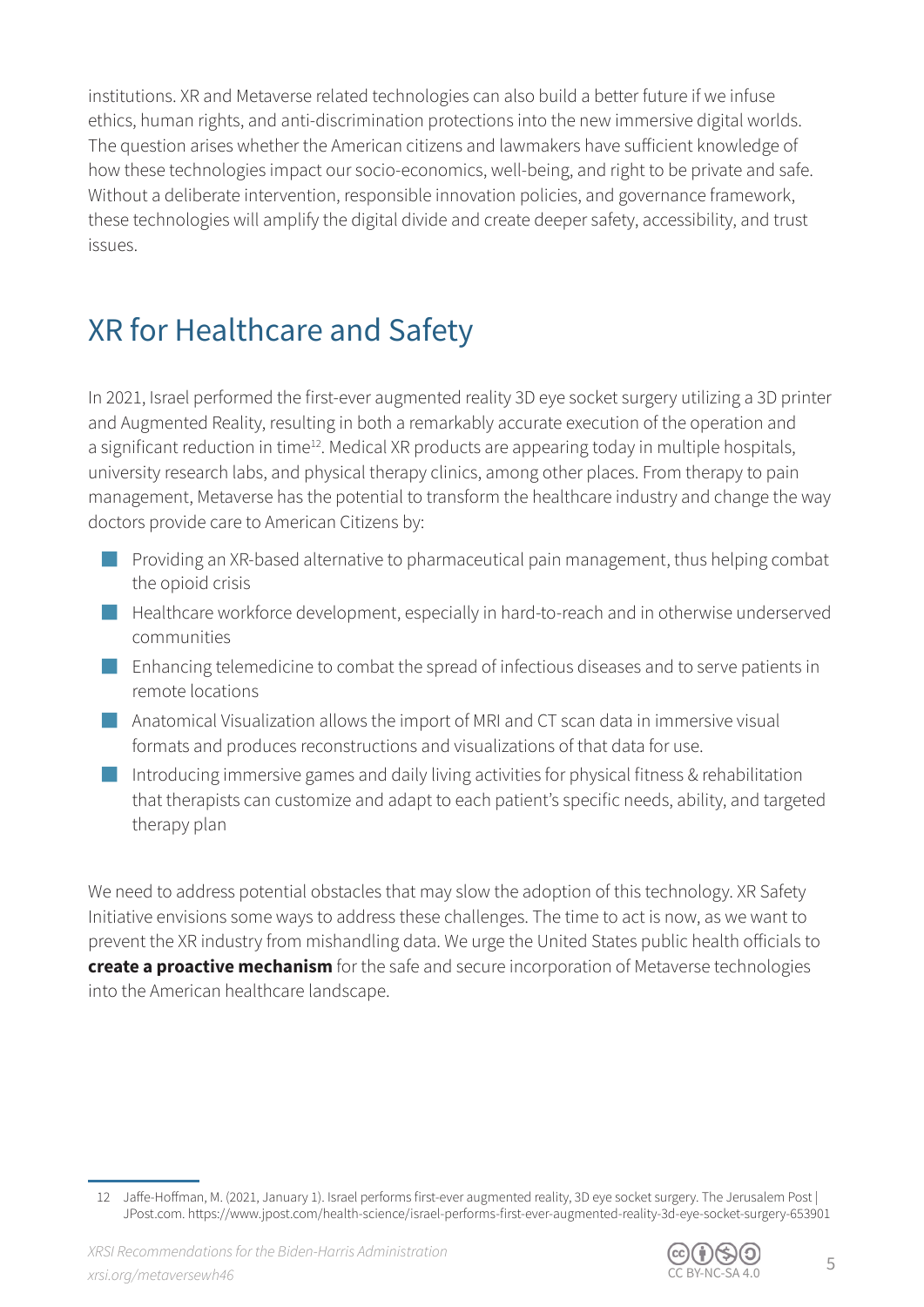institutions. XR and Metaverse related technologies can also build a better future if we infuse ethics, human rights, and anti-discrimination protections into the new immersive digital worlds. The question arises whether the American citizens and lawmakers have sufficient knowledge of how these technologies impact our socio-economics, well-being, and right to be private and safe. Without a deliberate intervention, responsible innovation policies, and governance framework, these technologies will amplify the digital divide and create deeper safety, accessibility, and trust issues.

## XR for Healthcare and Safety

In 2021, Israel performed the first-ever augmented reality 3D eye socket surgery utilizing a 3D printer and Augmented Reality, resulting in both a remarkably accurate execution of the operation and a significant reduction in time[12]. Medical XR products are appearing today in multiple hospitals, university research labs, and physical therapy clinics, among other places. From therapy to pain management, Metaverse has the potential to transform the healthcare industry and change the way doctors provide care to American Citizens by:

- Providing an XR-based alternative to pharmaceutical pain management, thus helping combat the opioid crisis
- Healthcare workforce development, especially in hard-to-reach and in otherwise underserved communities
- Enhancing telemedicine to combat the spread of infectious diseases and to serve patients in remote locations
- Anatomical Visualization allows the import of MRI and CT scan data in immersive visual formats and produces reconstructions and visualizations of that data for use.
- Introducing immersive games and daily living activities for physical fitness & rehabilitation that therapists can customize and adapt to each patient's specific needs, ability, and targeted therapy plan

We need to address potential obstacles that may slow the adoption of this technology. XR Safety Initiative envisions some ways to address these challenges. The time to act is now, as we want to prevent the XR industry from mishandling data. We urge the United States public health officials to **create a proactive mechanism** for the safe and secure incorporation of Metaverse technologies into the American healthcare landscape.

12 Jaffe-Hoffman, M. (2021, January 1). Israel performs first-ever augmented reality, 3D eye socket surgery. The Jerusalem Post | JPost.com. https://www.jpost.com/health-science/israel-performs-first-ever-augmented-reality-3d-eye-socket-surgery-653901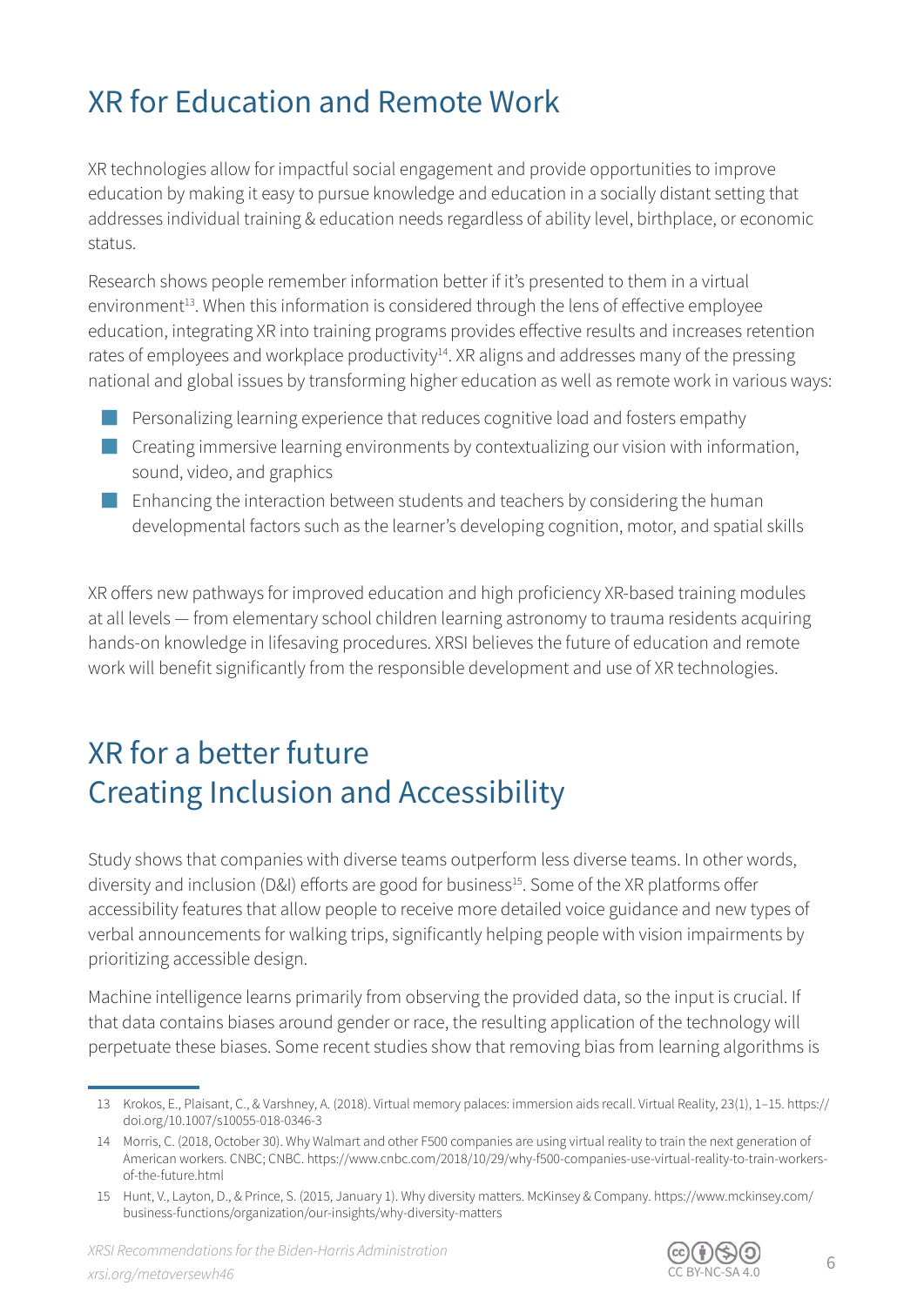# XR for Education and Remote Work

XR technologies allow for impactful social engagement and provide opportunities to improve education by making it easy to pursue knowledge and education in a socially distant setting that addresses individual training & education needs regardless of ability level, birthplace, or economic status.

Research shows people remember information better if it's presented to them in a virtual environment[13]. When this information is considered through the lens of effective employee education, integrating XR into training programs provides effective results and increases retention rates of employees and workplace productivity[14]. XR aligns and addresses many of the pressing national and global issues by transforming higher education as well as remote work in various ways:

- Personalizing learning experience that reduces cognitive load and fosters empathy
- Creating immersive learning environments by contextualizing our vision with information, sound, video, and graphics
- Enhancing the interaction between students and teachers by considering the human developmental factors such as the learner's developing cognition, motor, and spatial skills

XR offers new pathways for improved education and high proficiency XR-based training modules at all levels — from elementary school children learning astronomy to trauma residents acquiring hands-on knowledge in lifesaving procedures. XRSI believes the future of education and remote work will benefit significantly from the responsible development and use of XR technologies.

# XR for a better future
# Creating Inclusion and Accessibility

Study shows that companies with diverse teams outperform less diverse teams. In other words, diversity and inclusion (D&I) efforts are good for business[15]. Some of the XR platforms offer accessibility features that allow people to receive more detailed voice guidance and new types of verbal announcements for walking trips, significantly helping people with vision impairments by prioritizing accessible design.

Machine intelligence learns primarily from observing the provided data, so the input is crucial. If that data contains biases around gender or race, the resulting application of the technology will perpetuate these biases. Some recent studies show that removing bias from learning algorithms is

---

13 Krokos, E., Plaisant, C., & Varshney, A. (2018). Virtual memory palaces: immersion aids recall. Virtual Reality, 23(1), 1–15. https://doi.org/10.1007/s10055-018-0346-3

14 Morris, C. (2018, October 30). Why Walmart and other F500 companies are using virtual reality to train the next generation of American workers. CNBC; CNBC. https://www.cnbc.com/2018/10/29/why-f500-companies-use-virtual-reality-to-train-workers-of-the-future.html

15 Hunt, V., Layton, D., & Prince, S. (2015, January 1). Why diversity matters. McKinsey & Company. https://www.mckinsey.com/business-functions/organization/our-insights/why-diversity-matters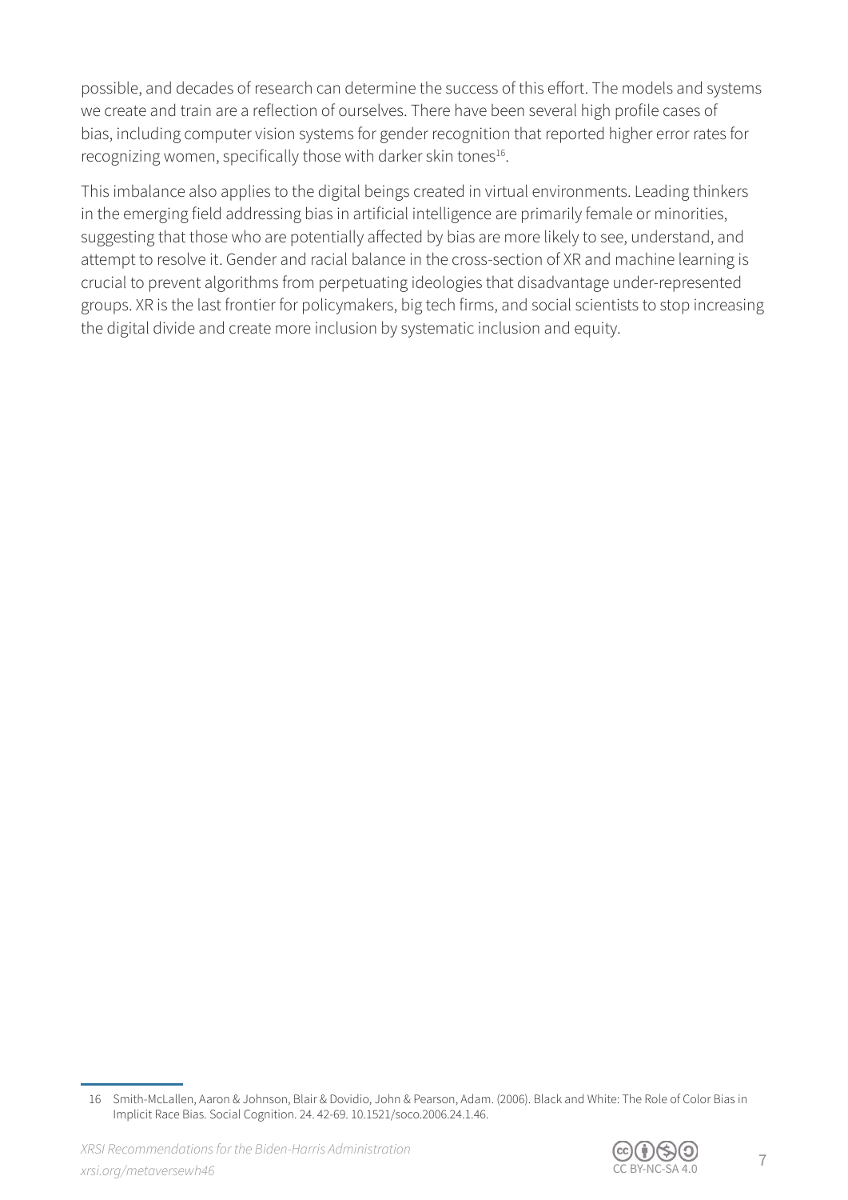possible, and decades of research can determine the success of this effort. The models and systems we create and train are a reflection of ourselves. There have been several high profile cases of bias, including computer vision systems for gender recognition that reported higher error rates for recognizing women, specifically those with darker skin tones[16].

This imbalance also applies to the digital beings created in virtual environments. Leading thinkers in the emerging field addressing bias in artificial intelligence are primarily female or minorities, suggesting that those who are potentially affected by bias are more likely to see, understand, and attempt to resolve it. Gender and racial balance in the cross-section of XR and machine learning is crucial to prevent algorithms from perpetuating ideologies that disadvantage under-represented groups. XR is the last frontier for policymakers, big tech firms, and social scientists to stop increasing the digital divide and create more inclusion by systematic inclusion and equity.

---

16 Smith-McLallen, Aaron & Johnson, Blair & Dovidio, John & Pearson, Adam. (2006). Black and White: The Role of Color Bias in Implicit Race Bias. Social Cognition. 24. 42-69. 10.1521/soco.2006.24.1.46.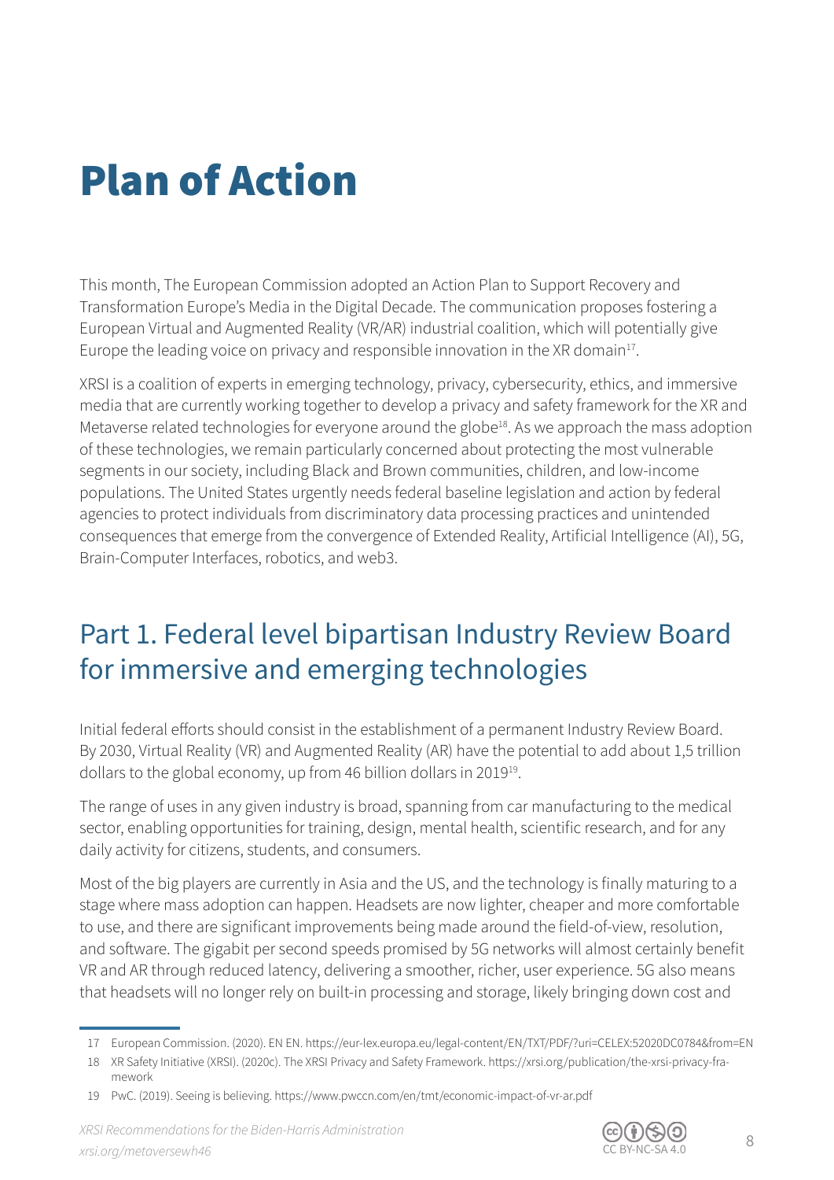# Plan of Action

This month, The European Commission adopted an Action Plan to Support Recovery and Transformation Europe's Media in the Digital Decade. The communication proposes fostering a European Virtual and Augmented Reality (VR/AR) industrial coalition, which will potentially give Europe the leading voice on privacy and responsible innovation in the XR domain[17].

XRSI is a coalition of experts in emerging technology, privacy, cybersecurity, ethics, and immersive media that are currently working together to develop a privacy and safety framework for the XR and Metaverse related technologies for everyone around the globe[18]. As we approach the mass adoption of these technologies, we remain particularly concerned about protecting the most vulnerable segments in our society, including Black and Brown communities, children, and low-income populations. The United States urgently needs federal baseline legislation and action by federal agencies to protect individuals from discriminatory data processing practices and unintended consequences that emerge from the convergence of Extended Reality, Artificial Intelligence (AI), 5G, Brain-Computer Interfaces, robotics, and web3.

## Part 1. Federal level bipartisan Industry Review Board for immersive and emerging technologies

Initial federal efforts should consist in the establishment of a permanent Industry Review Board. By 2030, Virtual Reality (VR) and Augmented Reality (AR) have the potential to add about 1,5 trillion dollars to the global economy, up from 46 billion dollars in 2019[19].

The range of uses in any given industry is broad, spanning from car manufacturing to the medical sector, enabling opportunities for training, design, mental health, scientific research, and for any daily activity for citizens, students, and consumers.

Most of the big players are currently in Asia and the US, and the technology is finally maturing to a stage where mass adoption can happen. Headsets are now lighter, cheaper and more comfortable to use, and there are significant improvements being made around the field-of-view, resolution, and software. The gigabit per second speeds promised by 5G networks will almost certainly benefit VR and AR through reduced latency, delivering a smoother, richer, user experience. 5G also means that headsets will no longer rely on built-in processing and storage, likely bringing down cost and

17 European Commission. (2020). EN EN. https://eur-lex.europa.eu/legal-content/EN/TXT/PDF/?uri=CELEX:52020DC0784&from=EN

18 XR Safety Initiative (XRSI). (2020c). The XRSI Privacy and Safety Framework. https://xrsi.org/publication/the-xrsi-privacy-framework

19 PwC. (2019). Seeing is believing. https://www.pwccn.com/en/tmt/economic-impact-of-vr-ar.pdf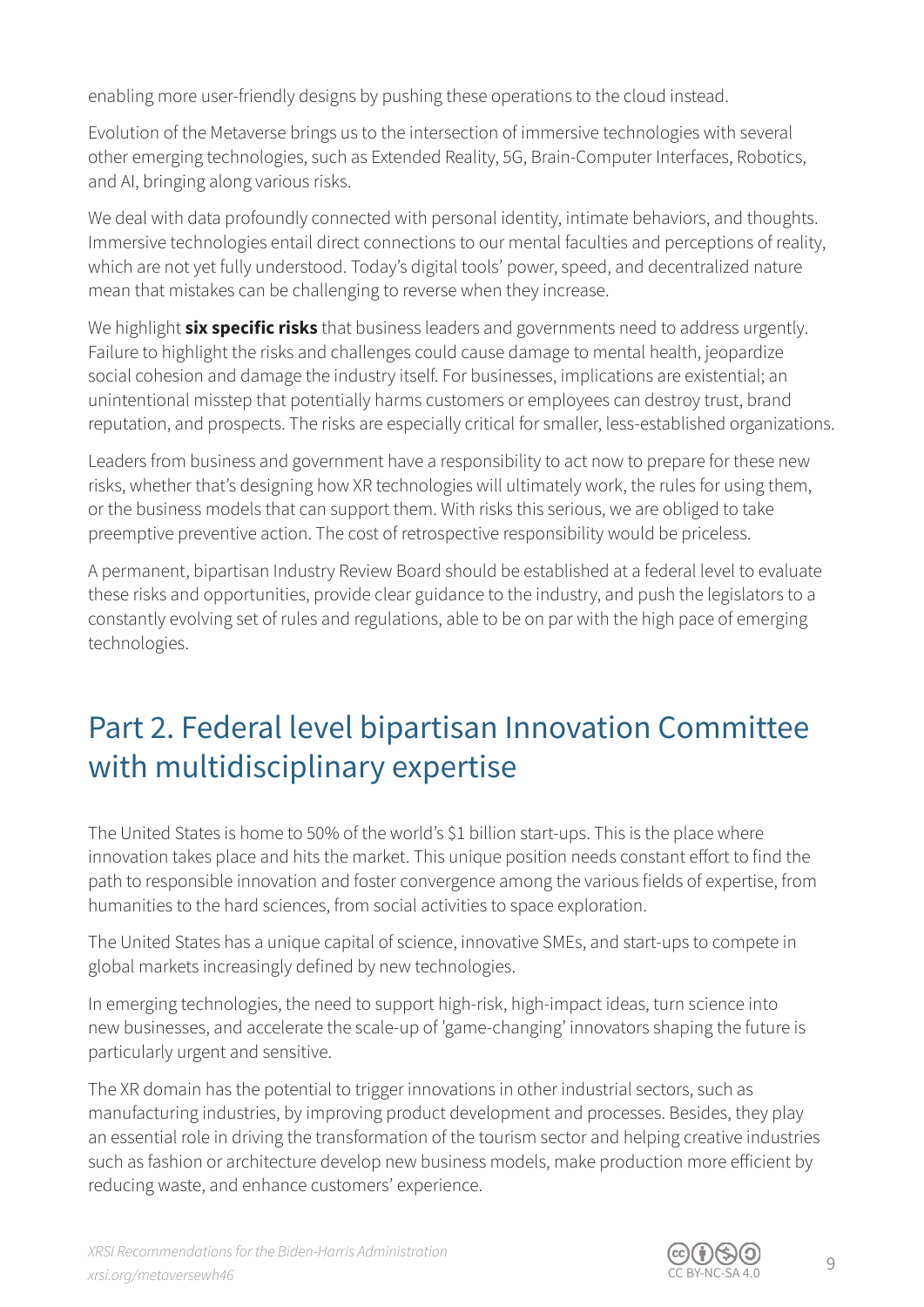enabling more user-friendly designs by pushing these operations to the cloud instead.

Evolution of the Metaverse brings us to the intersection of immersive technologies with several other emerging technologies, such as Extended Reality, 5G, Brain-Computer Interfaces, Robotics, and AI, bringing along various risks.

We deal with data profoundly connected with personal identity, intimate behaviors, and thoughts. Immersive technologies entail direct connections to our mental faculties and perceptions of reality, which are not yet fully understood. Today's digital tools' power, speed, and decentralized nature mean that mistakes can be challenging to reverse when they increase.

We highlight **six specific risks** that business leaders and governments need to address urgently. Failure to highlight the risks and challenges could cause damage to mental health, jeopardize social cohesion and damage the industry itself. For businesses, implications are existential; an unintentional misstep that potentially harms customers or employees can destroy trust, brand reputation, and prospects. The risks are especially critical for smaller, less-established organizations.

Leaders from business and government have a responsibility to act now to prepare for these new risks, whether that's designing how XR technologies will ultimately work, the rules for using them, or the business models that can support them. With risks this serious, we are obliged to take preemptive preventive action. The cost of retrospective responsibility would be priceless.

A permanent, bipartisan Industry Review Board should be established at a federal level to evaluate these risks and opportunities, provide clear guidance to the industry, and push the legislators to a constantly evolving set of rules and regulations, able to be on par with the high pace of emerging technologies.

## Part 2. Federal level bipartisan Innovation Committee with multidisciplinary expertise

The United States is home to 50% of the world's $1 billion start-ups. This is the place where innovation takes place and hits the market. This unique position needs constant effort to find the path to responsible innovation and foster convergence among the various fields of expertise, from humanities to the hard sciences, from social activities to space exploration.

The United States has a unique capital of science, innovative SMEs, and start-ups to compete in global markets increasingly defined by new technologies.

In emerging technologies, the need to support high-risk, high-impact ideas, turn science into new businesses, and accelerate the scale-up of 'game-changing' innovators shaping the future is particularly urgent and sensitive.

The XR domain has the potential to trigger innovations in other industrial sectors, such as manufacturing industries, by improving product development and processes. Besides, they play an essential role in driving the transformation of the tourism sector and helping creative industries such as fashion or architecture develop new business models, make production more efficient by reducing waste, and enhance customers' experience.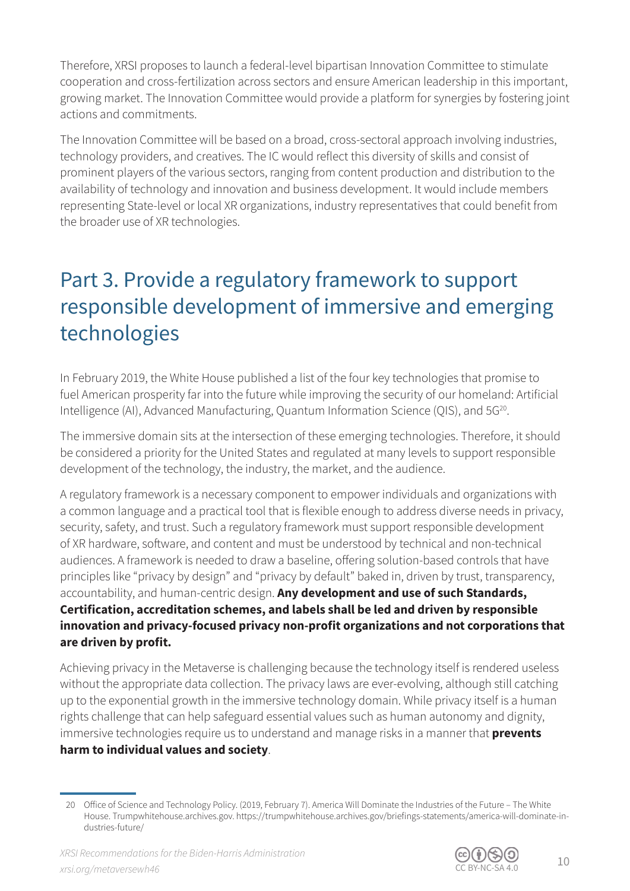Therefore, XRSI proposes to launch a federal-level bipartisan Innovation Committee to stimulate cooperation and cross-fertilization across sectors and ensure American leadership in this important, growing market. The Innovation Committee would provide a platform for synergies by fostering joint actions and commitments.

The Innovation Committee will be based on a broad, cross-sectoral approach involving industries, technology providers, and creatives. The IC would reflect this diversity of skills and consist of prominent players of the various sectors, ranging from content production and distribution to the availability of technology and innovation and business development. It would include members representing State-level or local XR organizations, industry representatives that could benefit from the broader use of XR technologies.

## Part 3. Provide a regulatory framework to support responsible development of immersive and emerging technologies

In February 2019, the White House published a list of the four key technologies that promise to fuel American prosperity far into the future while improving the security of our homeland: Artificial Intelligence (AI), Advanced Manufacturing, Quantum Information Science (QIS), and 5G[20].

The immersive domain sits at the intersection of these emerging technologies. Therefore, it should be considered a priority for the United States and regulated at many levels to support responsible development of the technology, the industry, the market, and the audience.

A regulatory framework is a necessary component to empower individuals and organizations with a common language and a practical tool that is flexible enough to address diverse needs in privacy, security, safety, and trust. Such a regulatory framework must support responsible development of XR hardware, software, and content and must be understood by technical and non-technical audiences. A framework is needed to draw a baseline, offering solution-based controls that have principles like "privacy by design" and "privacy by default" baked in, driven by trust, transparency, accountability, and human-centric design. **Any development and use of such Standards, Certification, accreditation schemes, and labels shall be led and driven by responsible innovation and privacy-focused privacy non-profit organizations and not corporations that are driven by profit.**

Achieving privacy in the Metaverse is challenging because the technology itself is rendered useless without the appropriate data collection. The privacy laws are ever-evolving, although still catching up to the exponential growth in the immersive technology domain. While privacy itself is a human rights challenge that can help safeguard essential values such as human autonomy and dignity, immersive technologies require us to understand and manage risks in a manner that **prevents harm to individual values and society**.

20 Office of Science and Technology Policy. (2019, February 7). America Will Dominate the Industries of the Future – The White House. Trumpwhitehouse.archives.gov. https://trumpwhitehouse.archives.gov/briefings-statements/america-will-dominate-industries-future/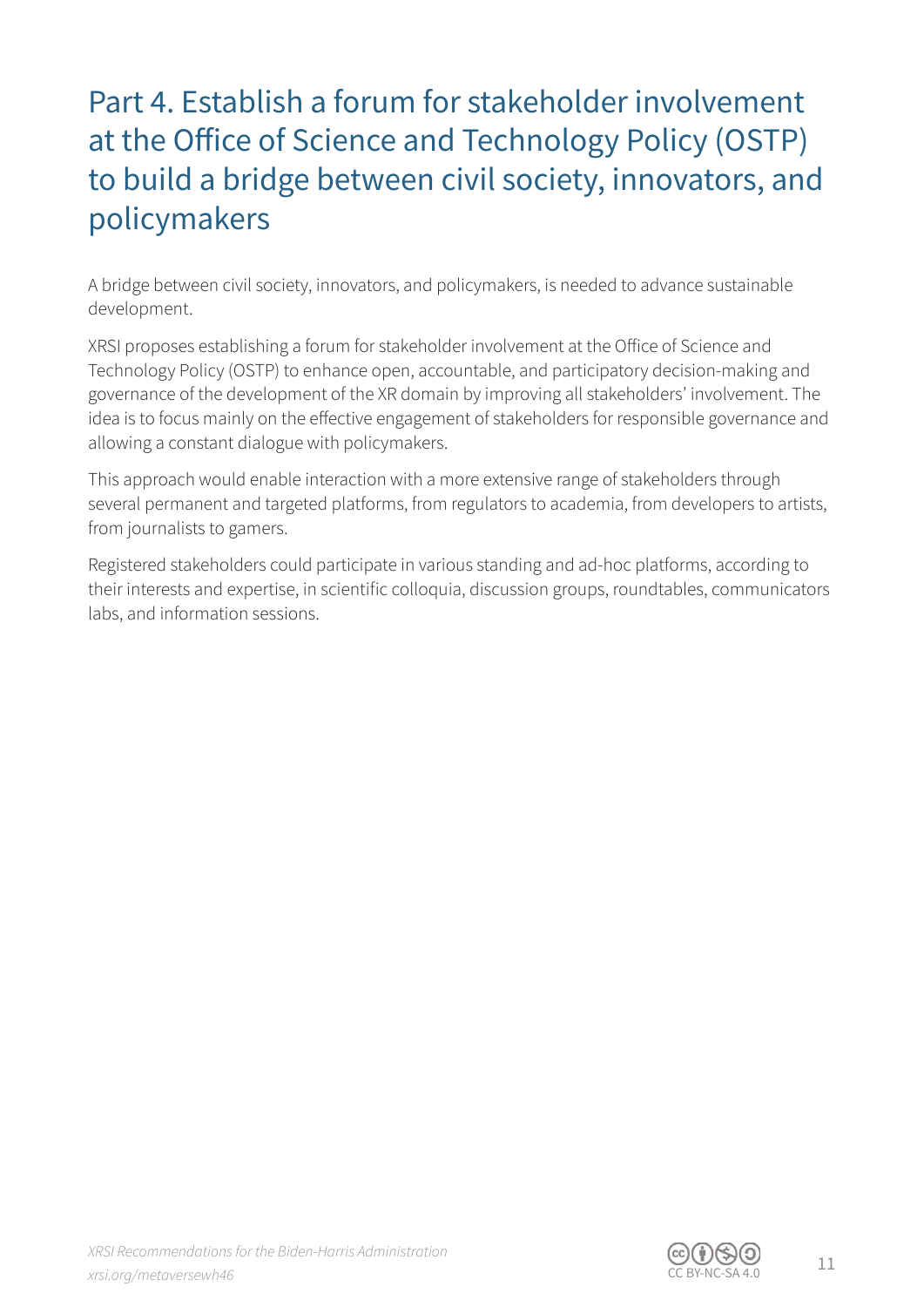# Part 4. Establish a forum for stakeholder involvement at the Office of Science and Technology Policy (OSTP) to build a bridge between civil society, innovators, and policymakers

A bridge between civil society, innovators, and policymakers, is needed to advance sustainable development.

XRSI proposes establishing a forum for stakeholder involvement at the Office of Science and Technology Policy (OSTP) to enhance open, accountable, and participatory decision-making and governance of the development of the XR domain by improving all stakeholders' involvement. The idea is to focus mainly on the effective engagement of stakeholders for responsible governance and allowing a constant dialogue with policymakers.

This approach would enable interaction with a more extensive range of stakeholders through several permanent and targeted platforms, from regulators to academia, from developers to artists, from journalists to gamers.

Registered stakeholders could participate in various standing and ad-hoc platforms, according to their interests and expertise, in scientific colloquia, discussion groups, roundtables, communicators labs, and information sessions.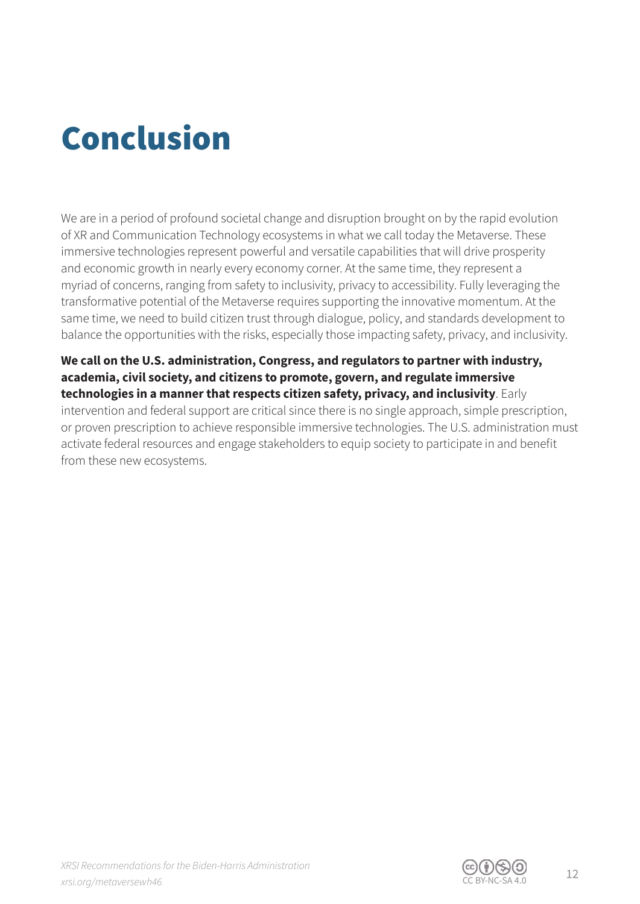# Conclusion

We are in a period of profound societal change and disruption brought on by the rapid evolution of XR and Communication Technology ecosystems in what we call today the Metaverse. These immersive technologies represent powerful and versatile capabilities that will drive prosperity and economic growth in nearly every economy corner. At the same time, they represent a myriad of concerns, ranging from safety to inclusivity, privacy to accessibility. Fully leveraging the transformative potential of the Metaverse requires supporting the innovative momentum. At the same time, we need to build citizen trust through dialogue, policy, and standards development to balance the opportunities with the risks, especially those impacting safety, privacy, and inclusivity.

**We call on the U.S. administration, Congress, and regulators to partner with industry, academia, civil society, and citizens to promote, govern, and regulate immersive technologies in a manner that respects citizen safety, privacy, and inclusivity**. Early intervention and federal support are critical since there is no single approach, simple prescription, or proven prescription to achieve responsible immersive technologies. The U.S. administration must activate federal resources and engage stakeholders to equip society to participate in and benefit from these new ecosystems.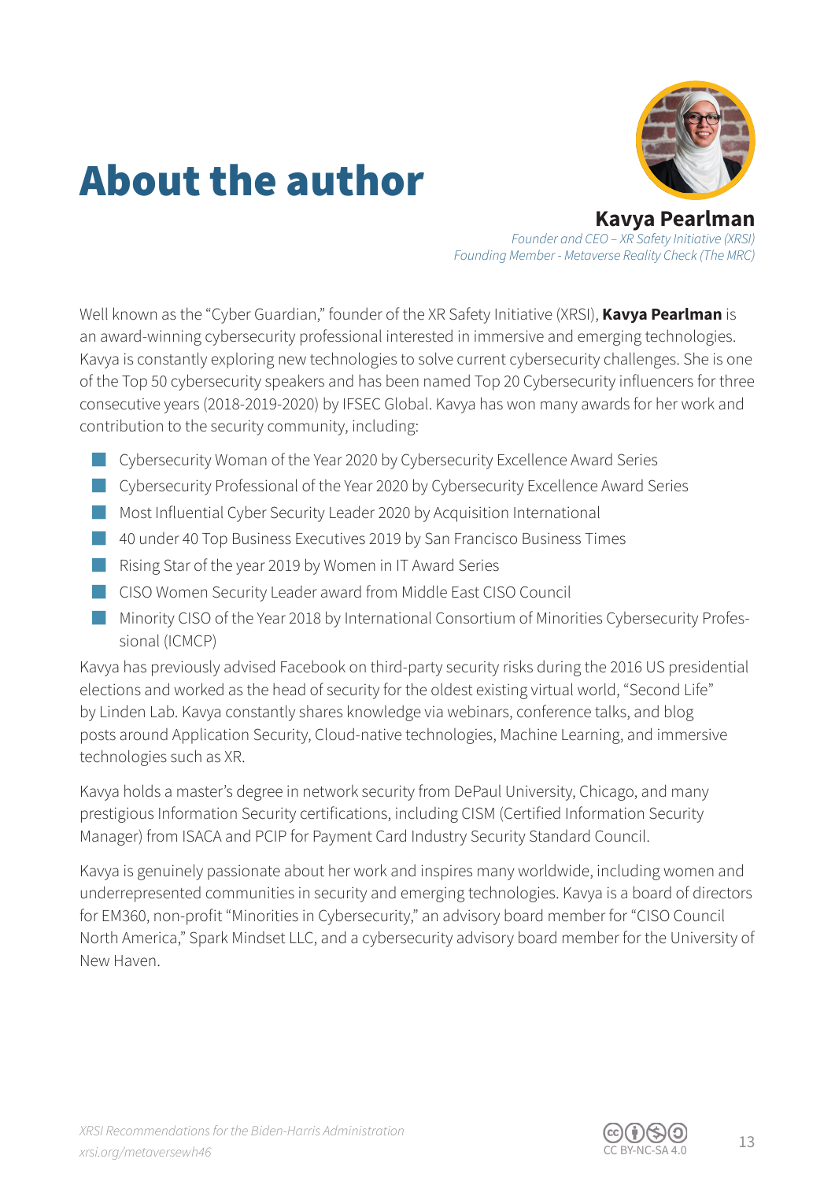# About the author

**Kavya Pearlman**

*Founder and CEO – XR Safety Initiative (XRSI)*
*Founding Member - Metaverse Reality Check (The MRC)*

Well known as the "Cyber Guardian," founder of the XR Safety Initiative (XRSI), **Kavya Pearlman** is an award-winning cybersecurity professional interested in immersive and emerging technologies. Kavya is constantly exploring new technologies to solve current cybersecurity challenges. She is one of the Top 50 cybersecurity speakers and has been named Top 20 Cybersecurity influencers for three consecutive years (2018-2019-2020) by IFSEC Global. Kavya has won many awards for her work and contribution to the security community, including:

- Cybersecurity Woman of the Year 2020 by Cybersecurity Excellence Award Series
- Cybersecurity Professional of the Year 2020 by Cybersecurity Excellence Award Series
- Most Influential Cyber Security Leader 2020 by Acquisition International
- 40 under 40 Top Business Executives 2019 by San Francisco Business Times
- Rising Star of the year 2019 by Women in IT Award Series
- CISO Women Security Leader award from Middle East CISO Council
- Minority CISO of the Year 2018 by International Consortium of Minorities Cybersecurity Professional (ICMCP)

Kavya has previously advised Facebook on third-party security risks during the 2016 US presidential elections and worked as the head of security for the oldest existing virtual world, "Second Life" by Linden Lab. Kavya constantly shares knowledge via webinars, conference talks, and blog posts around Application Security, Cloud-native technologies, Machine Learning, and immersive technologies such as XR.

Kavya holds a master's degree in network security from DePaul University, Chicago, and many prestigious Information Security certifications, including CISM (Certified Information Security Manager) from ISACA and PCIP for Payment Card Industry Security Standard Council.

Kavya is genuinely passionate about her work and inspires many worldwide, including women and underrepresented communities in security and emerging technologies. Kavya is a board of directors for EM360, non-profit "Minorities in Cybersecurity," an advisory board member for "CISO Council North America," Spark Mindset LLC, and a cybersecurity advisory board member for the University of New Haven.